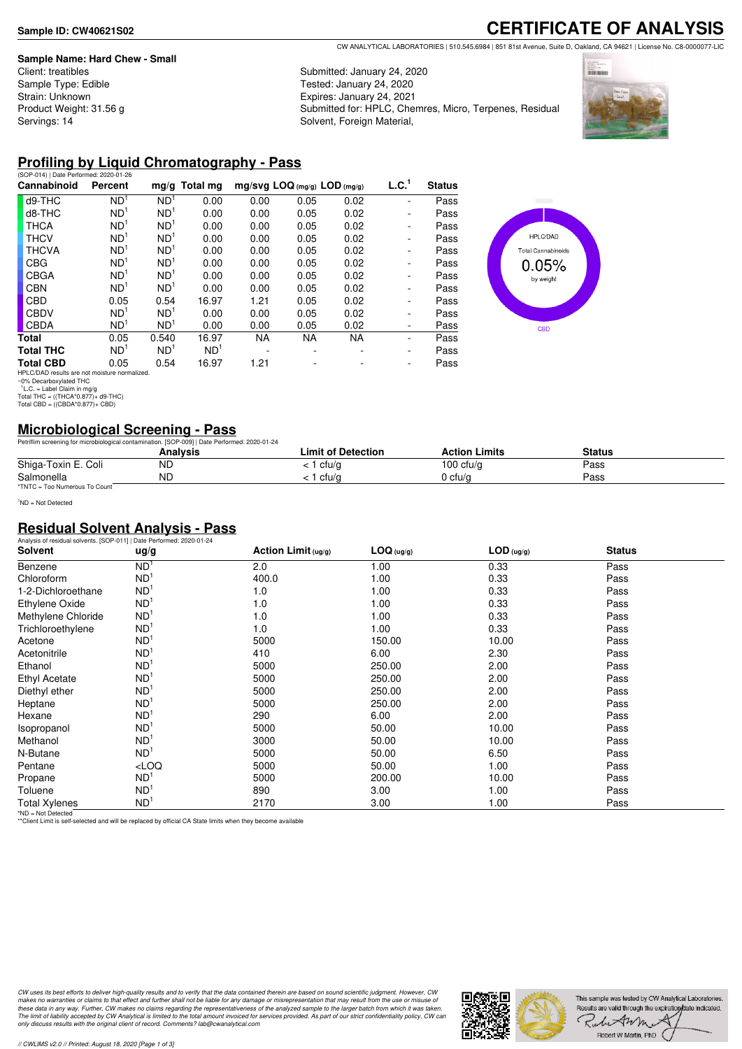**Sample ID: CW40621S02**

# CERTIFICATE OF ANALYSIS

CW ANALYTICAL LABORATORIES | 510.545.6984 | 851 81st Avenue, Suite D, Oakland, CA 94621 | License No. C8-0000077-LIC

**Sample Name: Hard Chew - Small**
Client: treatibles
Sample Type: Edible
Strain: Unknown
Product Weight: 31.56 g
Servings: 14

Submitted: January 24, 2020
Tested: January 24, 2020
Expires: January 24, 2021
Submitted for: HPLC, Chemres, Micro, Terpenes, Residual Solvent, Foreign Material,

## Profiling by Liquid Chromatography - Pass

(SOP-014) | Date Performed: 2020-01-26

| Cannabinoid | Percent | mg/g | Total mg | mg/svg | LOQ (mg/g) | LOD (mg/g) | L.C.[1] | Status |
|---|---|---|---|---|---|---|---|---|
| d9-THC | ND[1] | ND[1] | 0.00 | 0.00 | 0.05 | 0.02 | - | Pass |
| d8-THC | ND[1] | ND[1] | 0.00 | 0.00 | 0.05 | 0.02 | - | Pass |
| THCA | ND[1] | ND[1] | 0.00 | 0.00 | 0.05 | 0.02 | - | Pass |
| THCV | ND[1] | ND[1] | 0.00 | 0.00 | 0.05 | 0.02 | - | Pass |
| THCVA | ND[1] | ND[1] | 0.00 | 0.00 | 0.05 | 0.02 | - | Pass |
| CBG | ND[1] | ND[1] | 0.00 | 0.00 | 0.05 | 0.02 | - | Pass |
| CBGA | ND[1] | ND[1] | 0.00 | 0.00 | 0.05 | 0.02 | - | Pass |
| CBN | ND[1] | ND[1] | 0.00 | 0.00 | 0.05 | 0.02 | - | Pass |
| CBD | 0.05 | 0.54 | 16.97 | 1.21 | 0.05 | 0.02 | - | Pass |
| CBDV | ND[1] | ND[1] | 0.00 | 0.00 | 0.05 | 0.02 | - | Pass |
| CBDA | ND[1] | ND[1] | 0.00 | 0.00 | 0.05 | 0.02 | - | Pass |
| **Total** | 0.05 | 0.540 | 16.97 | NA | NA | NA | - | Pass |
| **Total THC** | ND[1] | ND[1] | ND[1] | - | - | - | - | Pass |
| **Total CBD** | 0.05 | 0.54 | 16.97 | 1.21 | - | - | - | Pass |

HPLC/DAD results are not moisture normalized.
~0% Decarboxylated THC
[1]L.C. = Label Claim in mg/g
Total THC = ((THCA*0.877)+ d9-THC)
Total CBD = ((CBDA*0.877)+ CBD)

HPLC/DAD
Total Cannabinoids
0.05%
by weight
CBD

## Microbiological Screening - Pass

Petrifilm screening for microbiological contamination. [SOP-009] | Date Performed: 2020-01-24

| | Analysis | Limit of Detection | Action Limits | Status |
|---|---|---|---|---|
| Shiga-Toxin E. Coli | ND | < 1 cfu/g | 100 cfu/g | Pass |
| Salmonella | ND | < 1 cfu/g | 0 cfu/g | Pass |

*TNTC = Too Numerous To Count

[1]ND = Not Detected

## Residual Solvent Analysis - Pass

Analysis of residual solvents. [SOP-011] | Date Performed: 2020-01-24

| Solvent | ug/g | Action Limit (ug/g) | LOQ (ug/g) | LOD (ug/g) | Status |
|---|---|---|---|---|---|
| Benzene | ND[1] | 2.0 | 1.00 | 0.33 | Pass |
| Chloroform | ND[1] | 400.0 | 1.00 | 0.33 | Pass |
| 1-2-Dichloroethane | ND[1] | 1.0 | 1.00 | 0.33 | Pass |
| Ethylene Oxide | ND[1] | 1.0 | 1.00 | 0.33 | Pass |
| Methylene Chloride | ND[1] | 1.0 | 1.00 | 0.33 | Pass |
| Trichloroethylene | ND[1] | 1.0 | 1.00 | 0.33 | Pass |
| Acetone | ND[1] | 5000 | 150.00 | 10.00 | Pass |
| Acetonitrile | ND[1] | 410 | 6.00 | 2.30 | Pass |
| Ethanol | ND[1] | 5000 | 250.00 | 2.00 | Pass |
| Ethyl Acetate | ND[1] | 5000 | 250.00 | 2.00 | Pass |
| Diethyl ether | ND[1] | 5000 | 250.00 | 2.00 | Pass |
| Heptane | ND[1] | 5000 | 250.00 | 2.00 | Pass |
| Hexane | ND[1] | 290 | 6.00 | 2.00 | Pass |
| Isopropanol | ND[1] | 5000 | 50.00 | 10.00 | Pass |
| Methanol | ND[1] | 3000 | 50.00 | 10.00 | Pass |
| N-Butane | ND[1] | 5000 | 50.00 | 6.50 | Pass |
| Pentane | <LOQ | 5000 | 50.00 | 1.00 | Pass |
| Propane | ND[1] | 5000 | 200.00 | 10.00 | Pass |
| Toluene | ND[1] | 890 | 3.00 | 1.00 | Pass |
| Total Xylenes | ND[1] | 2170 | 3.00 | 1.00 | Pass |

*ND = Not Detected
**Client Limit is self-selected and will be replaced by official CA State limits when they become available

*CW uses its best efforts to deliver high-quality results and to verify that the data contained therein are based on sound scientific judgment. However, CW makes no warranties or claims to that effect and further shall not be liable for any damage or misrepresentation that may result from the use or misuse of these data in any way. Further, CW makes no claims regarding the representativeness of the analyzed sample to the larger batch from which it was taken. The limit of liability accepted by CW Analytical is limited to the total amount invoiced for services provided. As part of our strict confidentiality policy, CW can only discuss results with the original client of record. Comments? lab@cwanalytical.com*

This sample was tested by CW Analytical Laboratories. Results are valid through the expiration date indicated.

Robert W Martin, PhD

// CWLIMS v2.0 // Printed: August 18, 2020 [Page 1 of 3]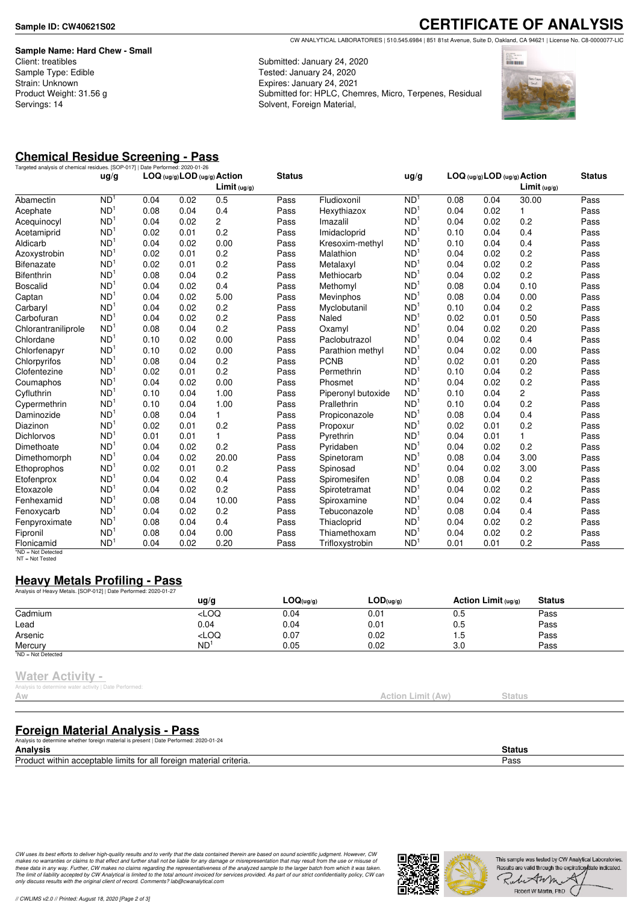**Sample ID: CW40621S02**

# CERTIFICATE OF ANALYSIS

CW ANALYTICAL LABORATORIES | 510.545.6984 | 851 81st Avenue, Suite D, Oakland, CA 94621 | License No. C8-0000077-LIC

**Sample Name: Hard Chew - Small**
Client: treatibles
Sample Type: Edible
Strain: Unknown
Product Weight: 31.56 g
Servings: 14

Submitted: January 24, 2020
Tested: January 24, 2020
Expires: January 24, 2021
Submitted for: HPLC, Chemres, Micro, Terpenes, Residual Solvent, Foreign Material,

## Chemical Residue Screening - Pass

Targeted analysis of chemical residues. [SOP-017] | Date Performed: 2020-01-26

| | ug/g | LOQ (ug/g) | LOD (ug/g) | Action Limit (ug/g) | Status |
|---|---|---|---|---|---|
| Abamectin | ND[1] | 0.04 | 0.02 | 0.5 | Pass |
| Acephate | ND[1] | 0.08 | 0.04 | 0.4 | Pass |
| Acequinocyl | ND[1] | 0.04 | 0.02 | 2 | Pass |
| Acetamiprid | ND[1] | 0.02 | 0.01 | 0.2 | Pass |
| Aldicarb | ND[1] | 0.04 | 0.02 | 0.00 | Pass |
| Azoxystrobin | ND[1] | 0.02 | 0.01 | 0.2 | Pass |
| Bifenazate | ND[1] | 0.02 | 0.01 | 0.2 | Pass |
| Bifenthrin | ND[1] | 0.08 | 0.04 | 0.2 | Pass |
| Boscalid | ND[1] | 0.04 | 0.02 | 0.4 | Pass |
| Captan | ND[1] | 0.04 | 0.02 | 5.00 | Pass |
| Carbaryl | ND[1] | 0.04 | 0.02 | 0.2 | Pass |
| Carbofuran | ND[1] | 0.04 | 0.02 | 0.2 | Pass |
| Chlorantraniliprole | ND[1] | 0.08 | 0.04 | 0.2 | Pass |
| Chlordane | ND[1] | 0.10 | 0.02 | 0.00 | Pass |
| Chlorfenapyr | ND[1] | 0.10 | 0.02 | 0.00 | Pass |
| Chlorpyrifos | ND[1] | 0.08 | 0.04 | 0.2 | Pass |
| Clofentezine | ND[1] | 0.02 | 0.01 | 0.2 | Pass |
| Coumaphos | ND[1] | 0.04 | 0.02 | 0.00 | Pass |
| Cyfluthrin | ND[1] | 0.10 | 0.04 | 1.00 | Pass |
| Cypermethrin | ND[1] | 0.10 | 0.04 | 1.00 | Pass |
| Daminozide | ND[1] | 0.08 | 0.04 | 1 | Pass |
| Diazinon | ND[1] | 0.02 | 0.01 | 0.2 | Pass |
| Dichlorvos | ND[1] | 0.01 | 0.01 | 1 | Pass |
| Dimethoate | ND[1] | 0.04 | 0.02 | 0.2 | Pass |
| Dimethomorph | ND[1] | 0.04 | 0.02 | 20.00 | Pass |
| Ethoprophos | ND[1] | 0.02 | 0.01 | 0.2 | Pass |
| Etofenprox | ND[1] | 0.04 | 0.02 | 0.4 | Pass |
| Etoxazole | ND[1] | 0.04 | 0.02 | 0.2 | Pass |
| Fenhexamid | ND[1] | 0.08 | 0.04 | 10.00 | Pass |
| Fenoxycarb | ND[1] | 0.04 | 0.02 | 0.2 | Pass |
| Fenpyroximate | ND[1] | 0.08 | 0.04 | 0.4 | Pass |
| Fipronil | ND[1] | 0.08 | 0.04 | 0.00 | Pass |
| Flonicamid | ND[1] | 0.04 | 0.02 | 0.20 | Pass |
| Fludioxonil | ND[1] | 0.08 | 0.04 | 30.00 | Pass |
| Hexythiazox | ND[1] | 0.04 | 0.02 | 1 | Pass |
| Imazalil | ND[1] | 0.04 | 0.02 | 0.2 | Pass |
| Imidacloprid | ND[1] | 0.10 | 0.04 | 0.4 | Pass |
| Kresoxim-methyl | ND[1] | 0.10 | 0.04 | 0.4 | Pass |
| Malathion | ND[1] | 0.04 | 0.02 | 0.2 | Pass |
| Metalaxyl | ND[1] | 0.04 | 0.02 | 0.2 | Pass |
| Methiocarb | ND[1] | 0.04 | 0.02 | 0.2 | Pass |
| Methomyl | ND[1] | 0.08 | 0.04 | 0.10 | Pass |
| Mevinphos | ND[1] | 0.08 | 0.04 | 0.00 | Pass |
| Myclobutanil | ND[1] | 0.10 | 0.04 | 0.2 | Pass |
| Naled | ND[1] | 0.02 | 0.01 | 0.50 | Pass |
| Oxamyl | ND[1] | 0.04 | 0.02 | 0.20 | Pass |
| Paclobutrazol | ND[1] | 0.04 | 0.02 | 0.4 | Pass |
| Parathion methyl | ND[1] | 0.04 | 0.02 | 0.00 | Pass |
| PCNB | ND[1] | 0.02 | 0.01 | 0.20 | Pass |
| Permethrin | ND[1] | 0.10 | 0.04 | 0.2 | Pass |
| Phosmet | ND[1] | 0.04 | 0.02 | 0.2 | Pass |
| Piperonyl butoxide | ND[1] | 0.10 | 0.04 | 2 | Pass |
| Prallethrin | ND[1] | 0.10 | 0.04 | 0.2 | Pass |
| Propiconazole | ND[1] | 0.08 | 0.04 | 0.4 | Pass |
| Propoxur | ND[1] | 0.02 | 0.01 | 0.2 | Pass |
| Pyrethrin | ND[1] | 0.04 | 0.01 | 1 | Pass |
| Pyridaben | ND[1] | 0.04 | 0.02 | 0.2 | Pass |
| Spinetoram | ND[1] | 0.08 | 0.04 | 3.00 | Pass |
| Spinosad | ND[1] | 0.04 | 0.02 | 3.00 | Pass |
| Spiromesifen | ND[1] | 0.08 | 0.04 | 0.2 | Pass |
| Spirotetramat | ND[1] | 0.04 | 0.02 | 0.2 | Pass |
| Spiroxamine | ND[1] | 0.04 | 0.02 | 0.4 | Pass |
| Tebuconazole | ND[1] | 0.08 | 0.04 | 0.4 | Pass |
| Thiacloprid | ND[1] | 0.04 | 0.02 | 0.2 | Pass |
| Thiamethoxam | ND[1] | 0.04 | 0.02 | 0.2 | Pass |
| Trifloxystrobin | ND[1] | 0.01 | 0.01 | 0.2 | Pass |

[1]ND = Not Detected
NT = Not Tested

## Heavy Metals Profiling - Pass

Analysis of Heavy Metals. [SOP-012] | Date Performed: 2020-01-27

| | ug/g | LOQ(ug/g) | LOD(ug/g) | Action Limit (ug/g) | Status |
|---|---|---|---|---|---|
| Cadmium | <LOQ | 0.04 | 0.01 | 0.5 | Pass |
| Lead | 0.04 | 0.04 | 0.01 | 0.5 | Pass |
| Arsenic | <LOQ | 0.07 | 0.02 | 1.5 | Pass |
| Mercury | ND[1] | 0.05 | 0.02 | 3.0 | Pass |

[1]ND = Not Detected

## Water Activity -

Analysis to determine water activity | Date Performed:

| Aw | Action Limit (Aw) | Status |
|---|---|---|

## Foreign Material Analysis - Pass

Analysis to determine whether foreign material is present | Date Performed: 2020-01-24

| Analysis | Status |
|---|---|
| Product within acceptable limits for all foreign material criteria. | Pass |

*CW uses its best efforts to deliver high-quality results and to verify that the data contained therein are based on sound scientific judgment. However, CW makes no warranties or claims to that effect and further shall not be liable for any damage or misrepresentation that may result from the use or misuse of these data in any way. Further, CW makes no claims regarding the representativeness of the analyzed sample to the larger batch from which it was taken. The limit of liability accepted by CW Analytical is limited to the total amount invoiced for services provided. As part of our strict confidentiality policy, CW can only discuss results with the original client of record. Comments? lab@cwanalytical.com*

This sample was tested by CW Analytical Laboratories. Results are valid through the expiration date indicated.

Robert W Martin, PhD

// CWLIMS v2.0 // Printed: August 18, 2020 [Page 2 of 3]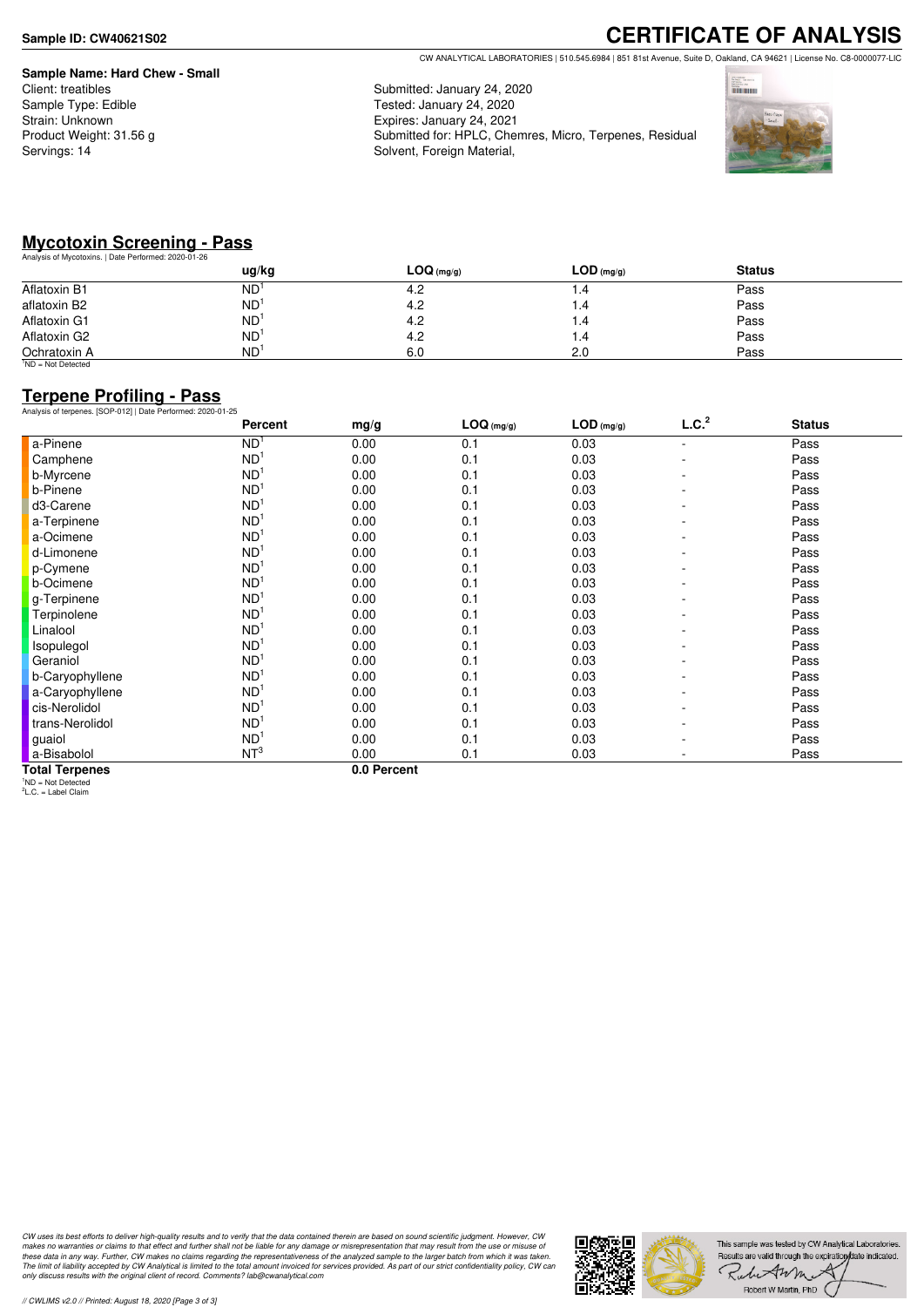**Sample ID: CW40621S02**

# CERTIFICATE OF ANALYSIS

CW ANALYTICAL LABORATORIES | 510.545.6984 | 851 81st Avenue, Suite D, Oakland, CA 94621 | License No. C8-0000077-LIC

**Sample Name: Hard Chew - Small**
Client: treatibles
Sample Type: Edible
Strain: Unknown
Product Weight: 31.56 g
Servings: 14

Submitted: January 24, 2020
Tested: January 24, 2020
Expires: January 24, 2021
Submitted for: HPLC, Chemres, Micro, Terpenes, Residual Solvent, Foreign Material,

## Mycotoxin Screening - Pass

Analysis of Mycotoxins. | Date Performed: 2020-01-26

| | ug/kg | LOQ (mg/g) | LOD (mg/g) | Status |
|---|---|---|---|---|
| Aflatoxin B1 | ND[1] | 4.2 | 1.4 | Pass |
| aflatoxin B2 | ND[1] | 4.2 | 1.4 | Pass |
| Aflatoxin G1 | ND[1] | 4.2 | 1.4 | Pass |
| Aflatoxin G2 | ND[1] | 4.2 | 1.4 | Pass |
| Ochratoxin A | ND[1] | 6.0 | 2.0 | Pass |

[1]ND = Not Detected

## Terpene Profiling - Pass

Analysis of terpenes. [SOP-012] | Date Performed: 2020-01-25

| | Percent | mg/g | LOQ (mg/g) | LOD (mg/g) | L.C.[2] | Status |
|---|---|---|---|---|---|---|
| a-Pinene | ND[1] | 0.00 | 0.1 | 0.03 | - | Pass |
| Camphene | ND[1] | 0.00 | 0.1 | 0.03 | - | Pass |
| b-Myrcene | ND[1] | 0.00 | 0.1 | 0.03 | - | Pass |
| b-Pinene | ND[1] | 0.00 | 0.1 | 0.03 | - | Pass |
| d3-Carene | ND[1] | 0.00 | 0.1 | 0.03 | - | Pass |
| a-Terpinene | ND[1] | 0.00 | 0.1 | 0.03 | - | Pass |
| a-Ocimene | ND[1] | 0.00 | 0.1 | 0.03 | - | Pass |
| d-Limonene | ND[1] | 0.00 | 0.1 | 0.03 | - | Pass |
| p-Cymene | ND[1] | 0.00 | 0.1 | 0.03 | - | Pass |
| b-Ocimene | ND[1] | 0.00 | 0.1 | 0.03 | - | Pass |
| g-Terpinene | ND[1] | 0.00 | 0.1 | 0.03 | - | Pass |
| Terpinolene | ND[1] | 0.00 | 0.1 | 0.03 | - | Pass |
| Linalool | ND[1] | 0.00 | 0.1 | 0.03 | - | Pass |
| Isopulegol | ND[1] | 0.00 | 0.1 | 0.03 | - | Pass |
| Geraniol | ND[1] | 0.00 | 0.1 | 0.03 | - | Pass |
| b-Caryophyllene | ND[1] | 0.00 | 0.1 | 0.03 | - | Pass |
| a-Caryophyllene | ND[1] | 0.00 | 0.1 | 0.03 | - | Pass |
| cis-Nerolidol | ND[1] | 0.00 | 0.1 | 0.03 | - | Pass |
| trans-Nerolidol | ND[1] | 0.00 | 0.1 | 0.03 | - | Pass |
| guaiol | ND[1] | 0.00 | 0.1 | 0.03 | - | Pass |
| a-Bisabolol | NT[3] | 0.00 | 0.1 | 0.03 | - | Pass |
| **Total Terpenes** | | **0.0 Percent** | | | | |

[1]ND = Not Detected
[2]L.C. = Label Claim

*CW uses its best efforts to deliver high-quality results and to verify that the data contained therein are based on sound scientific judgment. However, CW makes no warranties or claims to that effect and further shall not be liable for any damage or misrepresentation that may result from the use or misuse of these data in any way. Further, CW makes no claims regarding the representativeness of the analyzed sample to the larger batch from which it was taken. The limit of liability accepted by CW Analytical is limited to the total amount invoiced for services provided. As part of our strict confidentiality policy, CW can only discuss results with the original client of record. Comments? lab@cwanalytical.com*

This sample was tested by CW Analytical Laboratories. Results are valid through the expiration date indicated.

Robert W Martin, PhD

*// CWLIMS v2.0 // Printed: August 18, 2020 [Page 3 of 3]*